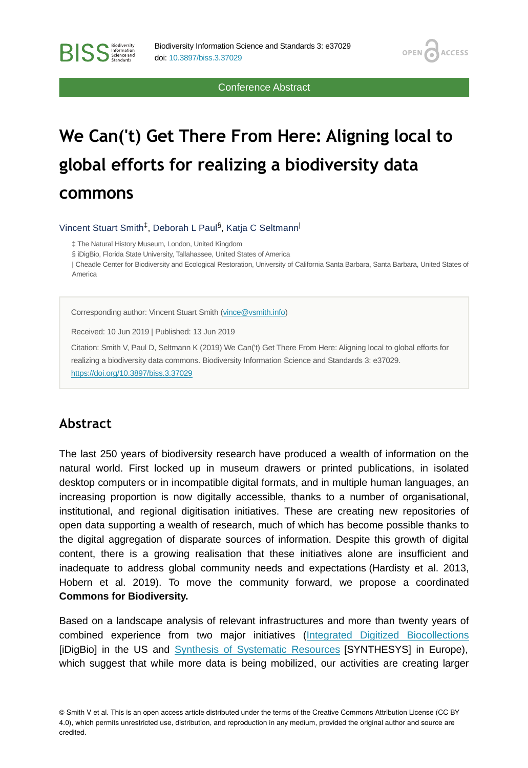Conference Abstract

# We Can('t) Get There From Here: Aligning local to global efforts for realizing a biodiversity data commons

Vincent Stuart Smith[‡], Deborah L Paul[§], Katja C Seltmann[|]

‡ The Natural History Museum, London, United Kingdom
§ iDigBio, Florida State University, Tallahassee, United States of America
| Cheadle Center for Biodiversity and Ecological Restoration, University of California Santa Barbara, Santa Barbara, United States of America

Corresponding author: Vincent Stuart Smith (vince@vsmith.info)

Received: 10 Jun 2019 | Published: 13 Jun 2019

Citation: Smith V, Paul D, Seltmann K (2019) We Can('t) Get There From Here: Aligning local to global efforts for realizing a biodiversity data commons. Biodiversity Information Science and Standards 3: e37029. https://doi.org/10.3897/biss.3.37029

## Abstract

The last 250 years of biodiversity research have produced a wealth of information on the natural world. First locked up in museum drawers or printed publications, in isolated desktop computers or in incompatible digital formats, and in multiple human languages, an increasing proportion is now digitally accessible, thanks to a number of organisational, institutional, and regional digitisation initiatives. These are creating new repositories of open data supporting a wealth of research, much of which has become possible thanks to the digital aggregation of disparate sources of information. Despite this growth of digital content, there is a growing realisation that these initiatives alone are insufficient and inadequate to address global community needs and expectations (Hardisty et al. 2013, Hobern et al. 2019). To move the community forward, we propose a coordinated **Commons for Biodiversity.**

Based on a landscape analysis of relevant infrastructures and more than twenty years of combined experience from two major initiatives (Integrated Digitized Biocollections [iDigBio] in the US and Synthesis of Systematic Resources [SYNTHESYS] in Europe), which suggest that while more data is being mobilized, our activities are creating larger

© Smith V et al. This is an open access article distributed under the terms of the Creative Commons Attribution License (CC BY 4.0), which permits unrestricted use, distribution, and reproduction in any medium, provided the original author and source are credited.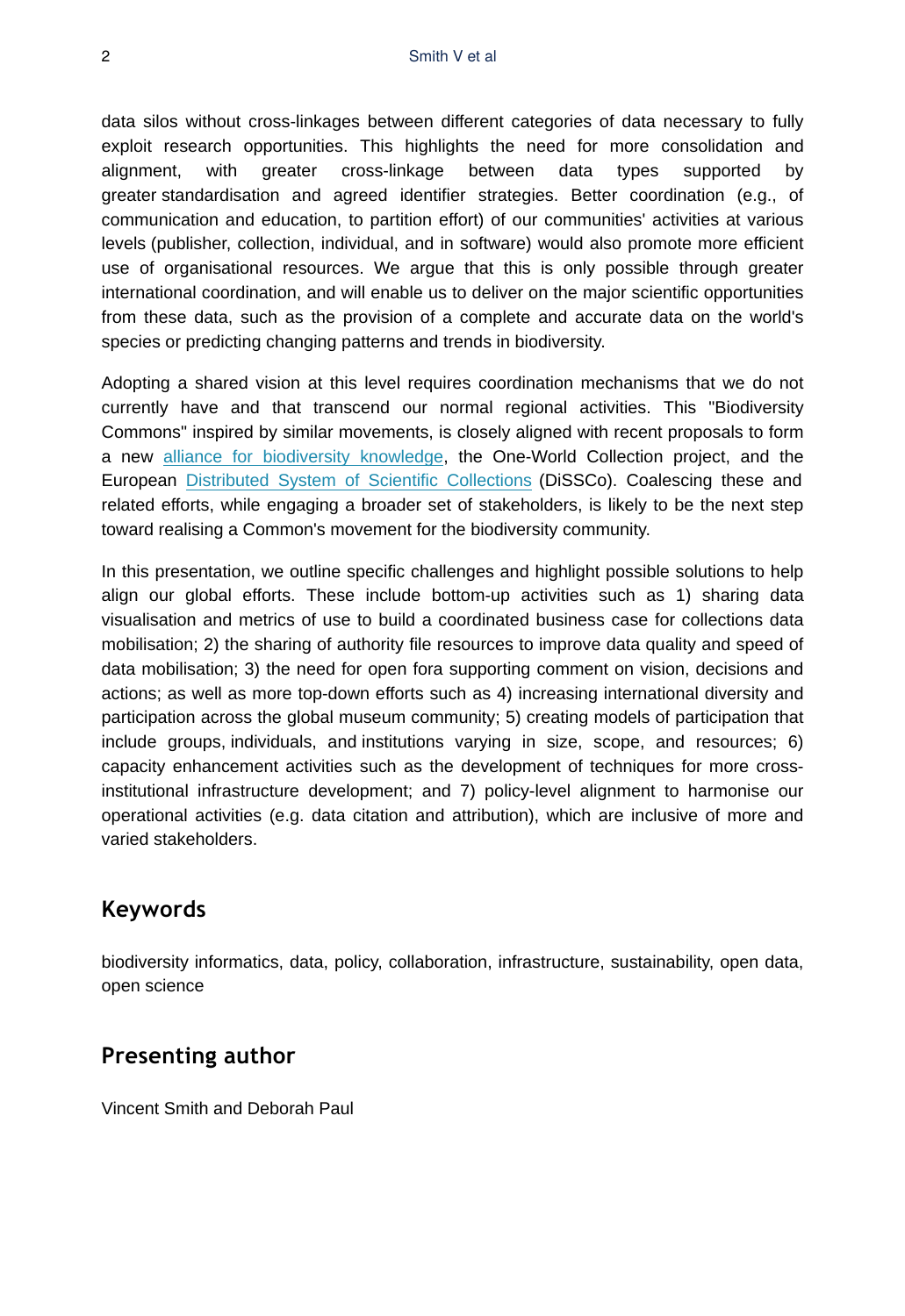data silos without cross-linkages between different categories of data necessary to fully exploit research opportunities. This highlights the need for more consolidation and alignment, with greater cross-linkage between data types supported by greater standardisation and agreed identifier strategies. Better coordination (e.g., of communication and education, to partition effort) of our communities' activities at various levels (publisher, collection, individual, and in software) would also promote more efficient use of organisational resources. We argue that this is only possible through greater international coordination, and will enable us to deliver on the major scientific opportunities from these data, such as the provision of a complete and accurate data on the world's species or predicting changing patterns and trends in biodiversity.

Adopting a shared vision at this level requires coordination mechanisms that we do not currently have and that transcend our normal regional activities. This "Biodiversity Commons" inspired by similar movements, is closely aligned with recent proposals to form a new alliance for biodiversity knowledge, the One-World Collection project, and the European Distributed System of Scientific Collections (DiSSCo). Coalescing these and related efforts, while engaging a broader set of stakeholders, is likely to be the next step toward realising a Common's movement for the biodiversity community.

In this presentation, we outline specific challenges and highlight possible solutions to help align our global efforts. These include bottom-up activities such as 1) sharing data visualisation and metrics of use to build a coordinated business case for collections data mobilisation; 2) the sharing of authority file resources to improve data quality and speed of data mobilisation; 3) the need for open fora supporting comment on vision, decisions and actions; as well as more top-down efforts such as 4) increasing international diversity and participation across the global museum community; 5) creating models of participation that include groups, individuals, and institutions varying in size, scope, and resources; 6) capacity enhancement activities such as the development of techniques for more cross-institutional infrastructure development; and 7) policy-level alignment to harmonise our operational activities (e.g. data citation and attribution), which are inclusive of more and varied stakeholders.

## Keywords

biodiversity informatics, data, policy, collaboration, infrastructure, sustainability, open data, open science

## Presenting author

Vincent Smith and Deborah Paul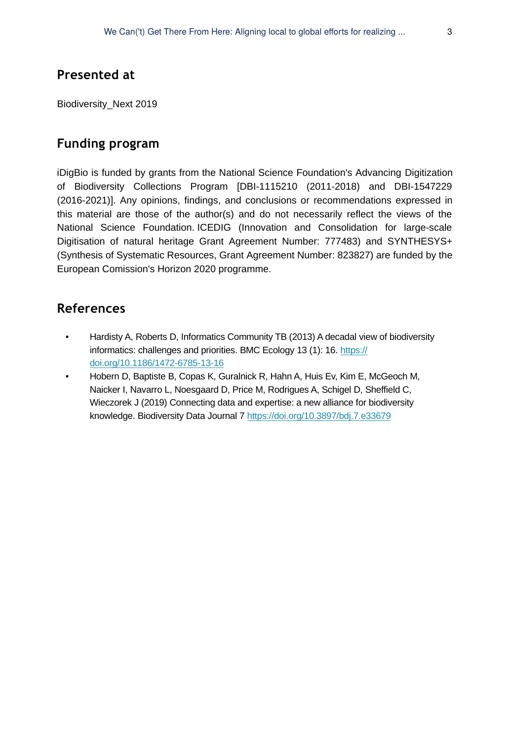## Presented at

Biodiversity_Next 2019

## Funding program

iDigBio is funded by grants from the National Science Foundation's Advancing Digitization of Biodiversity Collections Program [DBI-1115210 (2011-2018) and DBI-1547229 (2016-2021)]. Any opinions, findings, and conclusions or recommendations expressed in this material are those of the author(s) and do not necessarily reflect the views of the National Science Foundation. ICEDIG (Innovation and Consolidation for large-scale Digitisation of natural heritage Grant Agreement Number: 777483) and SYNTHESYS+ (Synthesis of Systematic Resources, Grant Agreement Number: 823827) are funded by the European Comission's Horizon 2020 programme.

## References

- Hardisty A, Roberts D, Informatics Community TB (2013) A decadal view of biodiversity informatics: challenges and priorities. BMC Ecology 13 (1): 16. https://doi.org/10.1186/1472-6785-13-16
- Hobern D, Baptiste B, Copas K, Guralnick R, Hahn A, Huis Ev, Kim E, McGeoch M, Naicker I, Navarro L, Noesgaard D, Price M, Rodrigues A, Schigel D, Sheffield C, Wieczorek J (2019) Connecting data and expertise: a new alliance for biodiversity knowledge. Biodiversity Data Journal 7 https://doi.org/10.3897/bdj.7.e33679